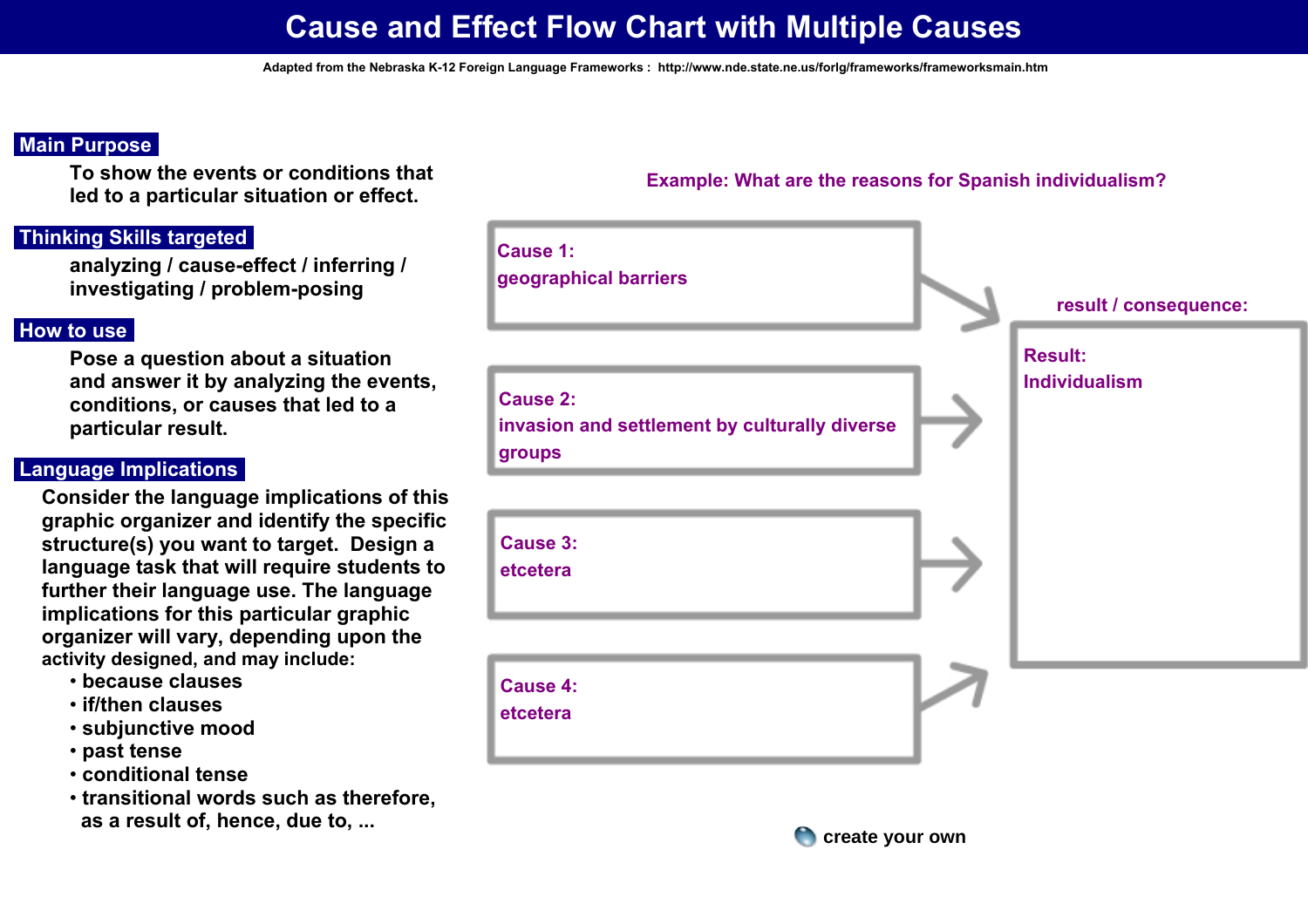# Cause and Effect Flow Chart with Multiple Causes

Adapted from the Nebraska K-12 Foreign Language Frameworks : http://www.nde.state.ne.us/forlg/frameworks/frameworksmain.htm

## Main Purpose

To show the events or conditions that led to a particular situation or effect.

## Thinking Skills targeted

analyzing / cause-effect / inferring / investigating / problem-posing

## How to use

Pose a question about a situation and answer it by analyzing the events, conditions, or causes that led to a particular result.

## Language Implications

Consider the language implications of this graphic organizer and identify the specific structure(s) you want to target. Design a language task that will require students to further their language use. The language implications for this particular graphic organizer will vary, depending upon the activity designed, and may include:

- because clauses
- if/then clauses
- subjunctive mood
- past tense
- conditional tense
- transitional words such as therefore, as a result of, hence, due to, ...

**Example: What are the reasons for Spanish individualism?**

Cause 1:
geographical barriers

Cause 2:
invasion and settlement by culturally diverse groups

Cause 3:
etcetera

Cause 4:
etcetera

result / consequence:

Result:
Individualism

create your own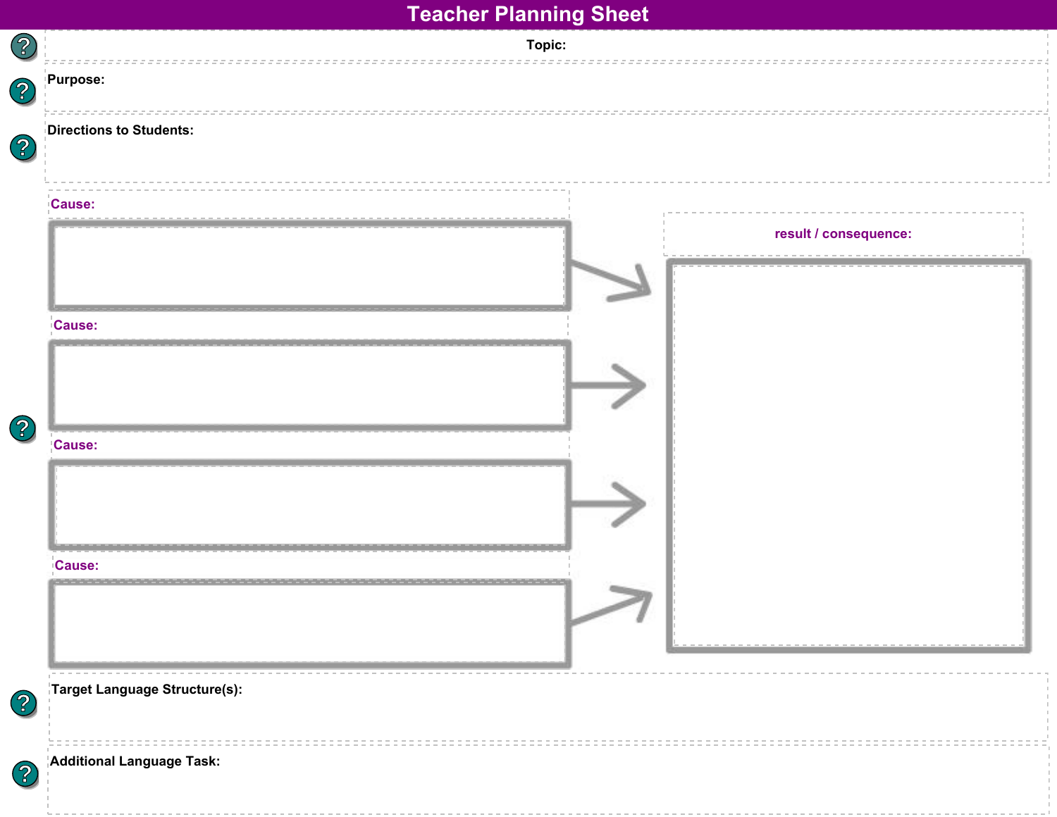# Teacher Planning Sheet

**Topic:**

**Purpose:**

**Directions to Students:**

**Cause:**

**Cause:**

**Cause:**

**Cause:**

**result / consequence:**

**Target Language Structure(s):**

**Additional Language Task:**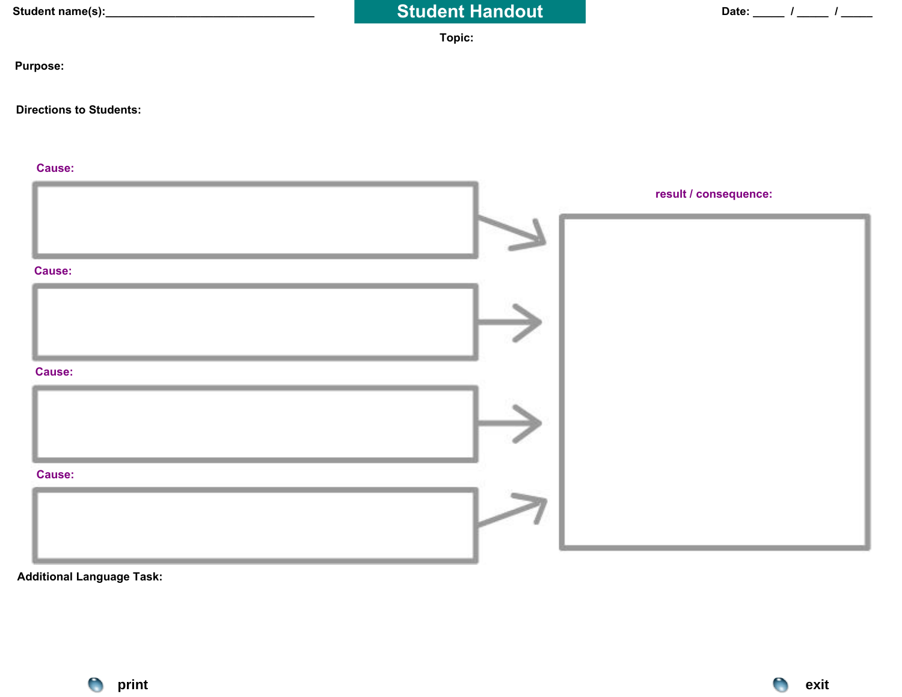Student name(s):_________________________________

# Student Handout

Date: _____ / _____ / _____

**Topic:**

**Purpose:**

**Directions to Students:**

**Cause:**

**Cause:**

**Cause:**

**Cause:**

**result / consequence:**

**Additional Language Task:**

print

exit